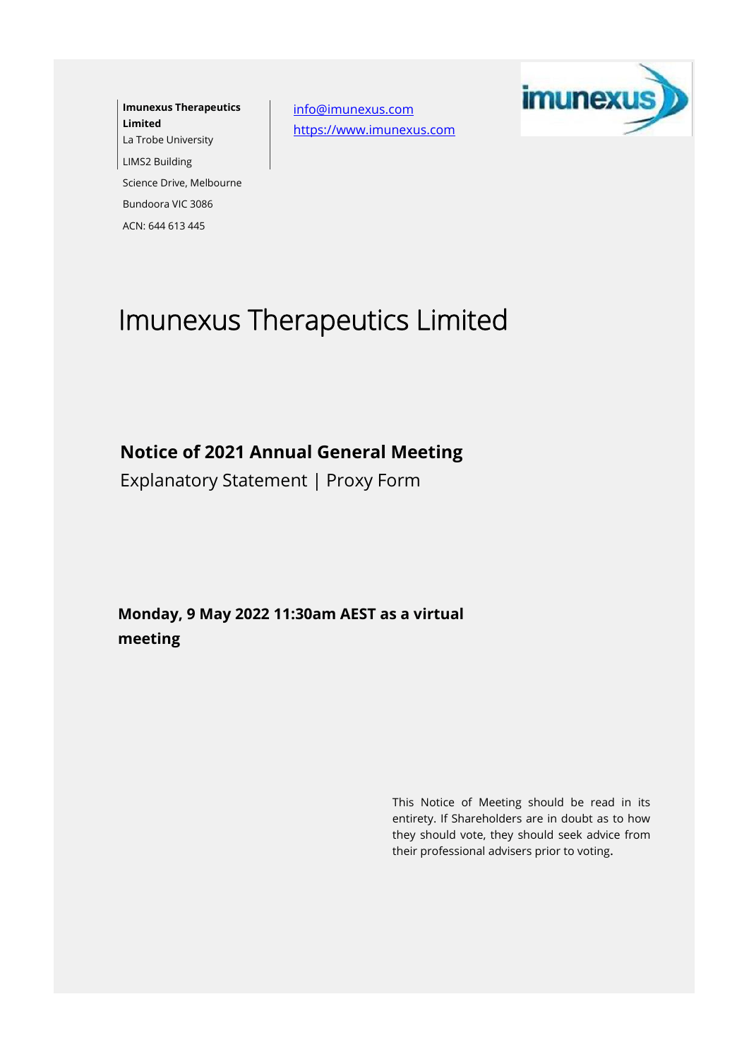**Imunexus Therapeutics Limited**
La Trobe University
LIMS2 Building
Science Drive, Melbourne
Bundoora VIC 3086
ACN: 644 613 445

info@imunexus.com
https://www.imunexus.com

# Imunexus Therapeutics Limited

## Notice of 2021 Annual General Meeting

Explanatory Statement | Proxy Form

**Monday, 9 May 2022 11:30am AEST as a virtual meeting**

This Notice of Meeting should be read in its entirety. If Shareholders are in doubt as to how they should vote, they should seek advice from their professional advisers prior to voting.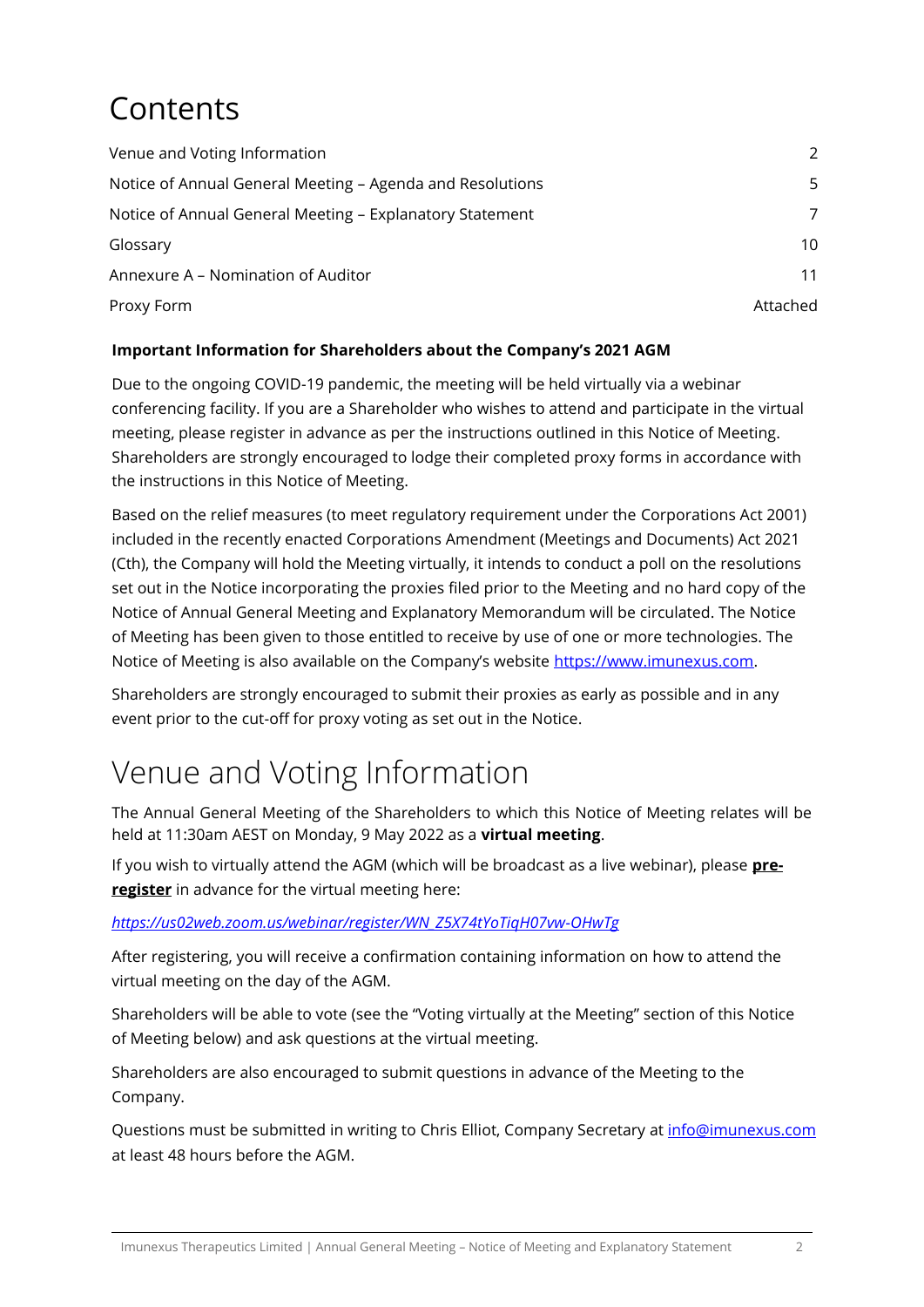# Contents

| | |
|---|---|
| Venue and Voting Information | 2 |
| Notice of Annual General Meeting – Agenda and Resolutions | 5 |
| Notice of Annual General Meeting – Explanatory Statement | 7 |
| Glossary | 10 |
| Annexure A – Nomination of Auditor | 11 |
| Proxy Form | Attached |

**Important Information for Shareholders about the Company's 2021 AGM**

Due to the ongoing COVID-19 pandemic, the meeting will be held virtually via a webinar conferencing facility. If you are a Shareholder who wishes to attend and participate in the virtual meeting, please register in advance as per the instructions outlined in this Notice of Meeting. Shareholders are strongly encouraged to lodge their completed proxy forms in accordance with the instructions in this Notice of Meeting.

Based on the relief measures (to meet regulatory requirement under the Corporations Act 2001) included in the recently enacted Corporations Amendment (Meetings and Documents) Act 2021 (Cth), the Company will hold the Meeting virtually, it intends to conduct a poll on the resolutions set out in the Notice incorporating the proxies filed prior to the Meeting and no hard copy of the Notice of Annual General Meeting and Explanatory Memorandum will be circulated. The Notice of Meeting has been given to those entitled to receive by use of one or more technologies. The Notice of Meeting is also available on the Company's website https://www.imunexus.com.

Shareholders are strongly encouraged to submit their proxies as early as possible and in any event prior to the cut-off for proxy voting as set out in the Notice.

# Venue and Voting Information

The Annual General Meeting of the Shareholders to which this Notice of Meeting relates will be held at 11:30am AEST on Monday, 9 May 2022 as a **virtual meeting**.

If you wish to virtually attend the AGM (which will be broadcast as a live webinar), please **pre-register** in advance for the virtual meeting here:

*https://us02web.zoom.us/webinar/register/WN_Z5X74tYoTiqH07vw-OHwTg*

After registering, you will receive a confirmation containing information on how to attend the virtual meeting on the day of the AGM.

Shareholders will be able to vote (see the "Voting virtually at the Meeting" section of this Notice of Meeting below) and ask questions at the virtual meeting.

Shareholders are also encouraged to submit questions in advance of the Meeting to the Company.

Questions must be submitted in writing to Chris Elliot, Company Secretary at info@imunexus.com at least 48 hours before the AGM.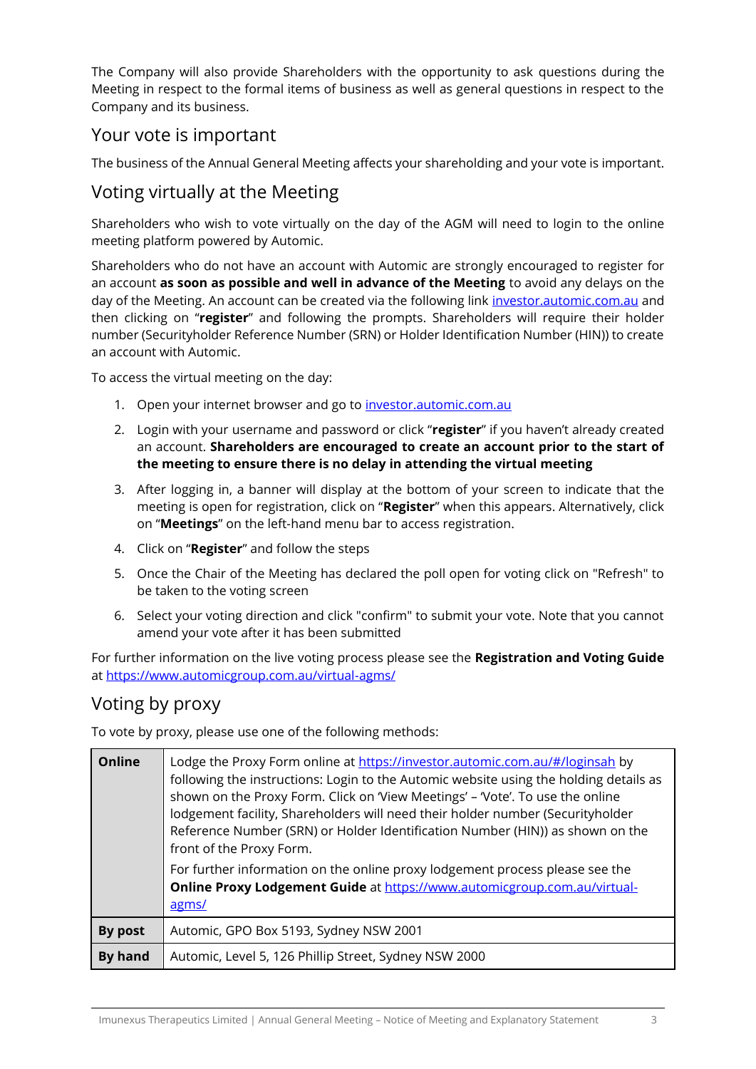The Company will also provide Shareholders with the opportunity to ask questions during the Meeting in respect to the formal items of business as well as general questions in respect to the Company and its business.

## Your vote is important

The business of the Annual General Meeting affects your shareholding and your vote is important.

## Voting virtually at the Meeting

Shareholders who wish to vote virtually on the day of the AGM will need to login to the online meeting platform powered by Automic.

Shareholders who do not have an account with Automic are strongly encouraged to register for an account **as soon as possible and well in advance of the Meeting** to avoid any delays on the day of the Meeting. An account can be created via the following link investor.automic.com.au and then clicking on "**register**" and following the prompts. Shareholders will require their holder number (Securityholder Reference Number (SRN) or Holder Identification Number (HIN)) to create an account with Automic.

To access the virtual meeting on the day:

1. Open your internet browser and go to investor.automic.com.au
2. Login with your username and password or click "**register**" if you haven't already created an account. **Shareholders are encouraged to create an account prior to the start of the meeting to ensure there is no delay in attending the virtual meeting**
3. After logging in, a banner will display at the bottom of your screen to indicate that the meeting is open for registration, click on "**Register**" when this appears. Alternatively, click on "**Meetings**" on the left-hand menu bar to access registration.
4. Click on "**Register**" and follow the steps
5. Once the Chair of the Meeting has declared the poll open for voting click on "Refresh" to be taken to the voting screen
6. Select your voting direction and click "confirm" to submit your vote. Note that you cannot amend your vote after it has been submitted

For further information on the live voting process please see the **Registration and Voting Guide** at https://www.automicgroup.com.au/virtual-agms/

## Voting by proxy

To vote by proxy, please use one of the following methods:

| | |
|---|---|
| **Online** | Lodge the Proxy Form online at https://investor.automic.com.au/#/loginsah by following the instructions: Login to the Automic website using the holding details as shown on the Proxy Form. Click on 'View Meetings' – 'Vote'. To use the online lodgement facility, Shareholders will need their holder number (Securityholder Reference Number (SRN) or Holder Identification Number (HIN)) as shown on the front of the Proxy Form.<br><br>For further information on the online proxy lodgement process please see the **Online Proxy Lodgement Guide** at https://www.automicgroup.com.au/virtual-agms/ |
| **By post** | Automic, GPO Box 5193, Sydney NSW 2001 |
| **By hand** | Automic, Level 5, 126 Phillip Street, Sydney NSW 2000 |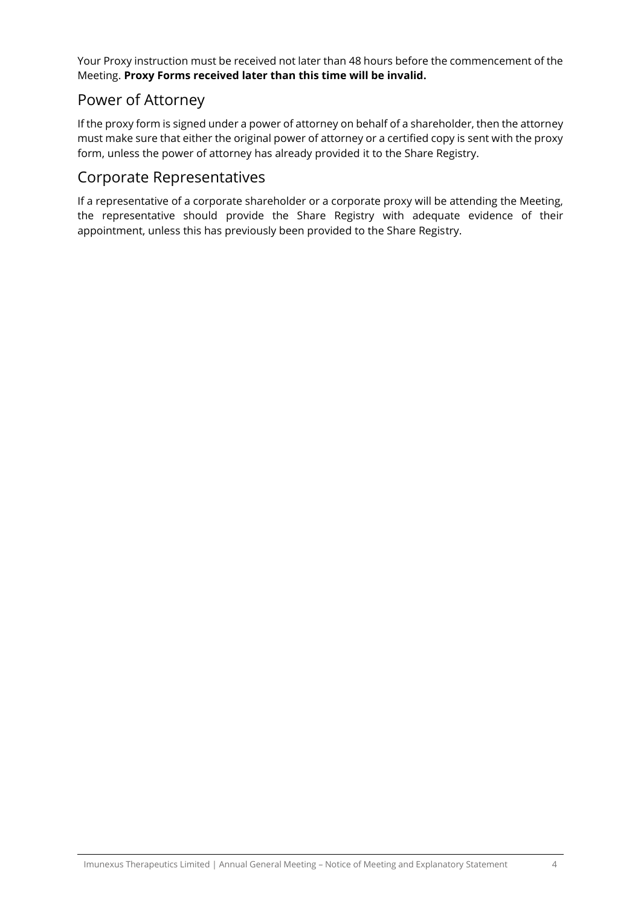Your Proxy instruction must be received not later than 48 hours before the commencement of the Meeting. **Proxy Forms received later than this time will be invalid.**

## Power of Attorney

If the proxy form is signed under a power of attorney on behalf of a shareholder, then the attorney must make sure that either the original power of attorney or a certified copy is sent with the proxy form, unless the power of attorney has already provided it to the Share Registry.

## Corporate Representatives

If a representative of a corporate shareholder or a corporate proxy will be attending the Meeting, the representative should provide the Share Registry with adequate evidence of their appointment, unless this has previously been provided to the Share Registry.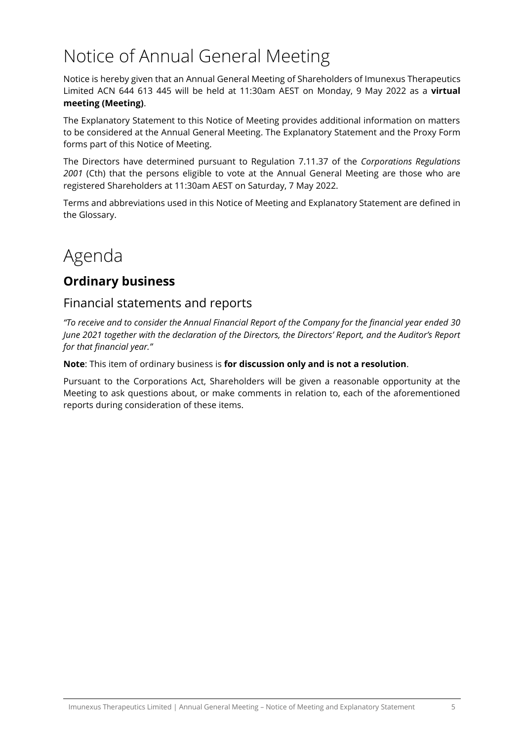# Notice of Annual General Meeting

Notice is hereby given that an Annual General Meeting of Shareholders of Imunexus Therapeutics Limited ACN 644 613 445 will be held at 11:30am AEST on Monday, 9 May 2022 as a **virtual meeting (Meeting)**.

The Explanatory Statement to this Notice of Meeting provides additional information on matters to be considered at the Annual General Meeting. The Explanatory Statement and the Proxy Form forms part of this Notice of Meeting.

The Directors have determined pursuant to Regulation 7.11.37 of the *Corporations Regulations 2001* (Cth) that the persons eligible to vote at the Annual General Meeting are those who are registered Shareholders at 11:30am AEST on Saturday, 7 May 2022.

Terms and abbreviations used in this Notice of Meeting and Explanatory Statement are defined in the Glossary.

# Agenda

## Ordinary business

### Financial statements and reports

*"To receive and to consider the Annual Financial Report of the Company for the financial year ended 30 June 2021 together with the declaration of the Directors, the Directors' Report, and the Auditor's Report for that financial year."*

**Note**: This item of ordinary business is **for discussion only and is not a resolution**.

Pursuant to the Corporations Act, Shareholders will be given a reasonable opportunity at the Meeting to ask questions about, or make comments in relation to, each of the aforementioned reports during consideration of these items.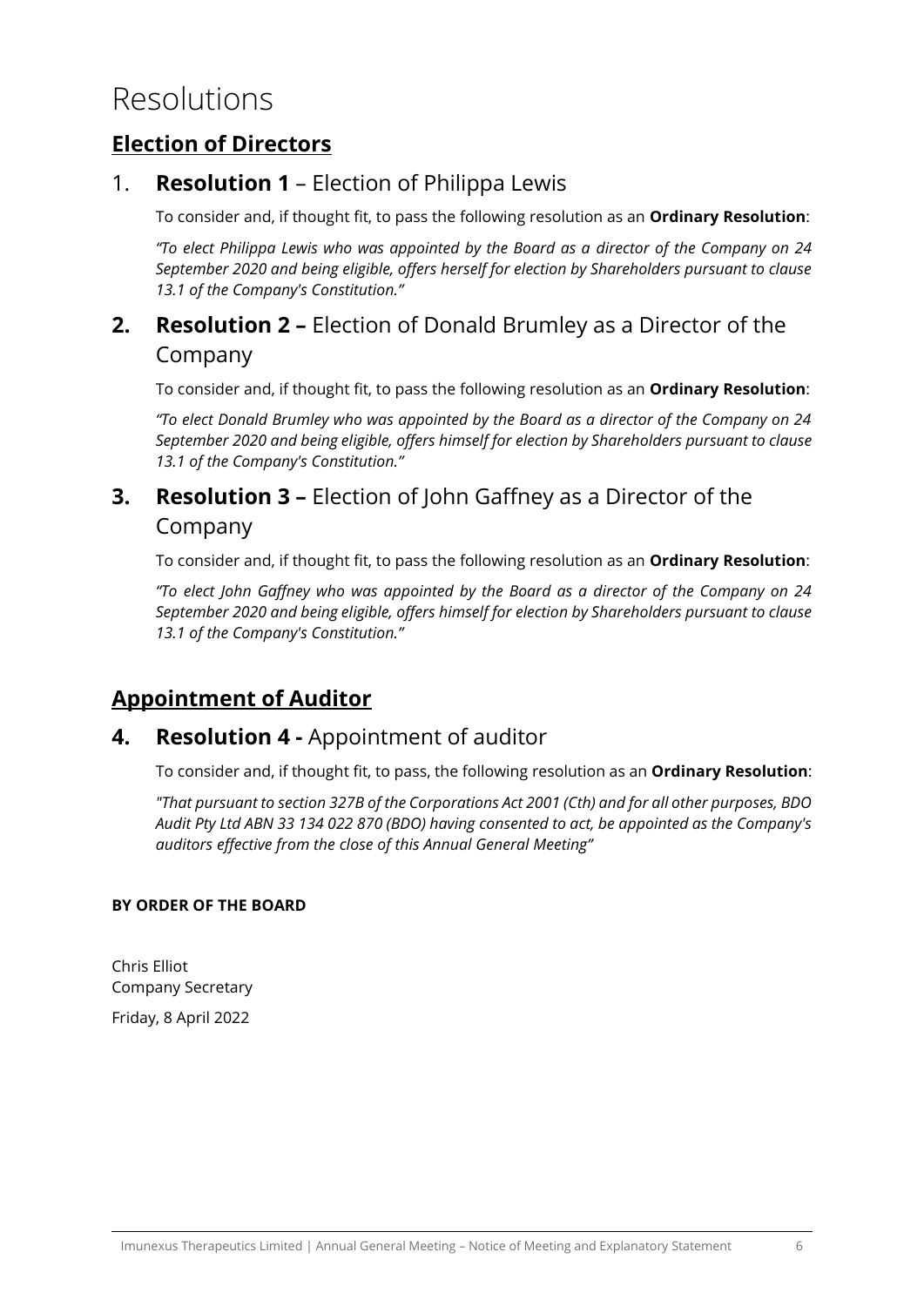# Resolutions

## Election of Directors

### 1. **Resolution 1** – Election of Philippa Lewis

To consider and, if thought fit, to pass the following resolution as an **Ordinary Resolution**:

*"To elect Philippa Lewis who was appointed by the Board as a director of the Company on 24 September 2020 and being eligible, offers herself for election by Shareholders pursuant to clause 13.1 of the Company's Constitution."*

### 2. **Resolution 2 –** Election of Donald Brumley as a Director of the Company

To consider and, if thought fit, to pass the following resolution as an **Ordinary Resolution**:

*"To elect Donald Brumley who was appointed by the Board as a director of the Company on 24 September 2020 and being eligible, offers himself for election by Shareholders pursuant to clause 13.1 of the Company's Constitution."*

### 3. **Resolution 3 –** Election of John Gaffney as a Director of the Company

To consider and, if thought fit, to pass the following resolution as an **Ordinary Resolution**:

*"To elect John Gaffney who was appointed by the Board as a director of the Company on 24 September 2020 and being eligible, offers himself for election by Shareholders pursuant to clause 13.1 of the Company's Constitution."*

## Appointment of Auditor

### 4. **Resolution 4 -** Appointment of auditor

To consider and, if thought fit, to pass, the following resolution as an **Ordinary Resolution**:

*"That pursuant to section 327B of the Corporations Act 2001 (Cth) and for all other purposes, BDO Audit Pty Ltd ABN 33 134 022 870 (BDO) having consented to act, be appointed as the Company's auditors effective from the close of this Annual General Meeting"*

**BY ORDER OF THE BOARD**

Chris Elliot
Company Secretary

Friday, 8 April 2022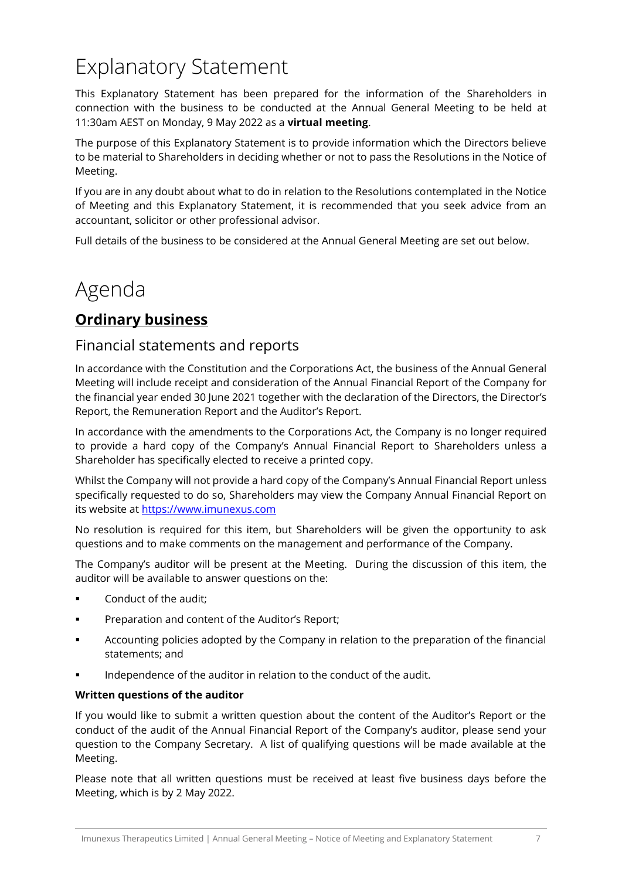# Explanatory Statement

This Explanatory Statement has been prepared for the information of the Shareholders in connection with the business to be conducted at the Annual General Meeting to be held at 11:30am AEST on Monday, 9 May 2022 as a **virtual meeting**.

The purpose of this Explanatory Statement is to provide information which the Directors believe to be material to Shareholders in deciding whether or not to pass the Resolutions in the Notice of Meeting.

If you are in any doubt about what to do in relation to the Resolutions contemplated in the Notice of Meeting and this Explanatory Statement, it is recommended that you seek advice from an accountant, solicitor or other professional advisor.

Full details of the business to be considered at the Annual General Meeting are set out below.

# Agenda

## Ordinary business

### Financial statements and reports

In accordance with the Constitution and the Corporations Act, the business of the Annual General Meeting will include receipt and consideration of the Annual Financial Report of the Company for the financial year ended 30 June 2021 together with the declaration of the Directors, the Director's Report, the Remuneration Report and the Auditor's Report.

In accordance with the amendments to the Corporations Act, the Company is no longer required to provide a hard copy of the Company's Annual Financial Report to Shareholders unless a Shareholder has specifically elected to receive a printed copy.

Whilst the Company will not provide a hard copy of the Company's Annual Financial Report unless specifically requested to do so, Shareholders may view the Company Annual Financial Report on its website at https://www.imunexus.com

No resolution is required for this item, but Shareholders will be given the opportunity to ask questions and to make comments on the management and performance of the Company.

The Company's auditor will be present at the Meeting. During the discussion of this item, the auditor will be available to answer questions on the:

- Conduct of the audit;
- Preparation and content of the Auditor's Report;
- Accounting policies adopted by the Company in relation to the preparation of the financial statements; and
- Independence of the auditor in relation to the conduct of the audit.

**Written questions of the auditor**

If you would like to submit a written question about the content of the Auditor's Report or the conduct of the audit of the Annual Financial Report of the Company's auditor, please send your question to the Company Secretary. A list of qualifying questions will be made available at the Meeting.

Please note that all written questions must be received at least five business days before the Meeting, which is by 2 May 2022.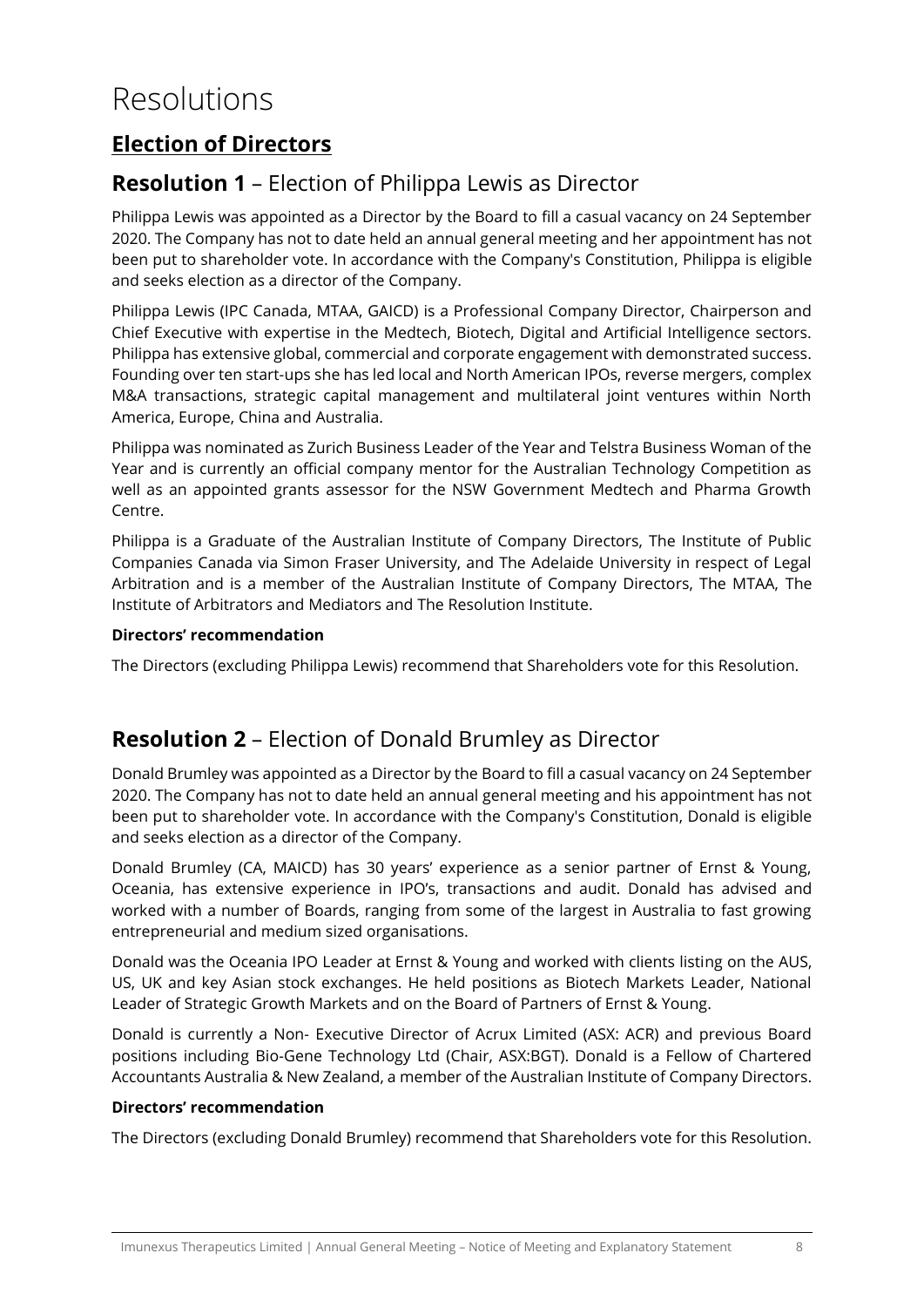# Resolutions

## Election of Directors

### **Resolution 1** – Election of Philippa Lewis as Director

Philippa Lewis was appointed as a Director by the Board to fill a casual vacancy on 24 September 2020. The Company has not to date held an annual general meeting and her appointment has not been put to shareholder vote. In accordance with the Company's Constitution, Philippa is eligible and seeks election as a director of the Company.

Philippa Lewis (IPC Canada, MTAA, GAICD) is a Professional Company Director, Chairperson and Chief Executive with expertise in the Medtech, Biotech, Digital and Artificial Intelligence sectors. Philippa has extensive global, commercial and corporate engagement with demonstrated success. Founding over ten start-ups she has led local and North American IPOs, reverse mergers, complex M&A transactions, strategic capital management and multilateral joint ventures within North America, Europe, China and Australia.

Philippa was nominated as Zurich Business Leader of the Year and Telstra Business Woman of the Year and is currently an official company mentor for the Australian Technology Competition as well as an appointed grants assessor for the NSW Government Medtech and Pharma Growth Centre.

Philippa is a Graduate of the Australian Institute of Company Directors, The Institute of Public Companies Canada via Simon Fraser University, and The Adelaide University in respect of Legal Arbitration and is a member of the Australian Institute of Company Directors, The MTAA, The Institute of Arbitrators and Mediators and The Resolution Institute.

**Directors' recommendation**

The Directors (excluding Philippa Lewis) recommend that Shareholders vote for this Resolution.

### **Resolution 2** – Election of Donald Brumley as Director

Donald Brumley was appointed as a Director by the Board to fill a casual vacancy on 24 September 2020. The Company has not to date held an annual general meeting and his appointment has not been put to shareholder vote. In accordance with the Company's Constitution, Donald is eligible and seeks election as a director of the Company.

Donald Brumley (CA, MAICD) has 30 years' experience as a senior partner of Ernst & Young, Oceania, has extensive experience in IPO's, transactions and audit. Donald has advised and worked with a number of Boards, ranging from some of the largest in Australia to fast growing entrepreneurial and medium sized organisations.

Donald was the Oceania IPO Leader at Ernst & Young and worked with clients listing on the AUS, US, UK and key Asian stock exchanges. He held positions as Biotech Markets Leader, National Leader of Strategic Growth Markets and on the Board of Partners of Ernst & Young.

Donald is currently a Non- Executive Director of Acrux Limited (ASX: ACR) and previous Board positions including Bio-Gene Technology Ltd (Chair, ASX:BGT). Donald is a Fellow of Chartered Accountants Australia & New Zealand, a member of the Australian Institute of Company Directors.

**Directors' recommendation**

The Directors (excluding Donald Brumley) recommend that Shareholders vote for this Resolution.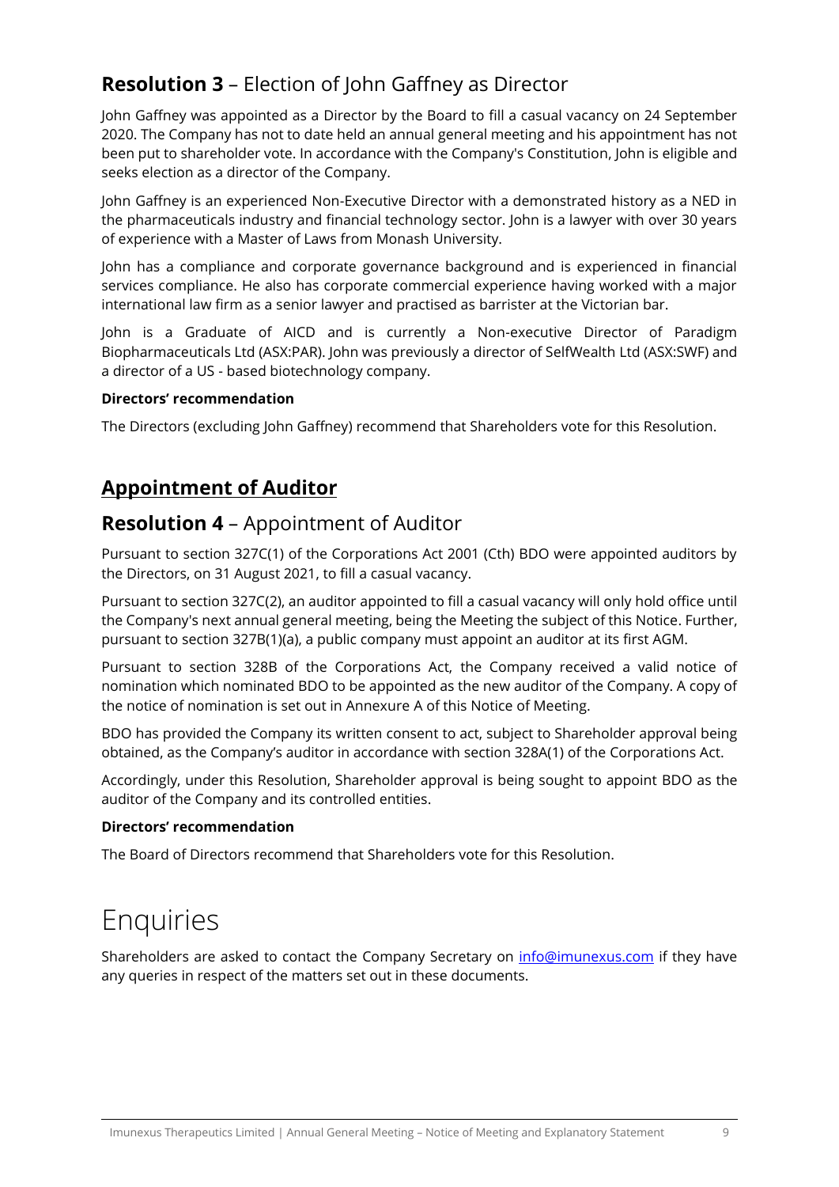## **Resolution 3** – Election of John Gaffney as Director

John Gaffney was appointed as a Director by the Board to fill a casual vacancy on 24 September 2020. The Company has not to date held an annual general meeting and his appointment has not been put to shareholder vote. In accordance with the Company's Constitution, John is eligible and seeks election as a director of the Company.

John Gaffney is an experienced Non-Executive Director with a demonstrated history as a NED in the pharmaceuticals industry and financial technology sector. John is a lawyer with over 30 years of experience with a Master of Laws from Monash University.

John has a compliance and corporate governance background and is experienced in financial services compliance. He also has corporate commercial experience having worked with a major international law firm as a senior lawyer and practised as barrister at the Victorian bar.

John is a Graduate of AICD and is currently a Non-executive Director of Paradigm Biopharmaceuticals Ltd (ASX:PAR). John was previously a director of SelfWealth Ltd (ASX:SWF) and a director of a US - based biotechnology company.

**Directors' recommendation**

The Directors (excluding John Gaffney) recommend that Shareholders vote for this Resolution.

## **Appointment of Auditor**

## **Resolution 4** – Appointment of Auditor

Pursuant to section 327C(1) of the Corporations Act 2001 (Cth) BDO were appointed auditors by the Directors, on 31 August 2021, to fill a casual vacancy.

Pursuant to section 327C(2), an auditor appointed to fill a casual vacancy will only hold office until the Company's next annual general meeting, being the Meeting the subject of this Notice. Further, pursuant to section 327B(1)(a), a public company must appoint an auditor at its first AGM.

Pursuant to section 328B of the Corporations Act, the Company received a valid notice of nomination which nominated BDO to be appointed as the new auditor of the Company. A copy of the notice of nomination is set out in Annexure A of this Notice of Meeting.

BDO has provided the Company its written consent to act, subject to Shareholder approval being obtained, as the Company's auditor in accordance with section 328A(1) of the Corporations Act.

Accordingly, under this Resolution, Shareholder approval is being sought to appoint BDO as the auditor of the Company and its controlled entities.

**Directors' recommendation**

The Board of Directors recommend that Shareholders vote for this Resolution.

# Enquiries

Shareholders are asked to contact the Company Secretary on info@imunexus.com if they have any queries in respect of the matters set out in these documents.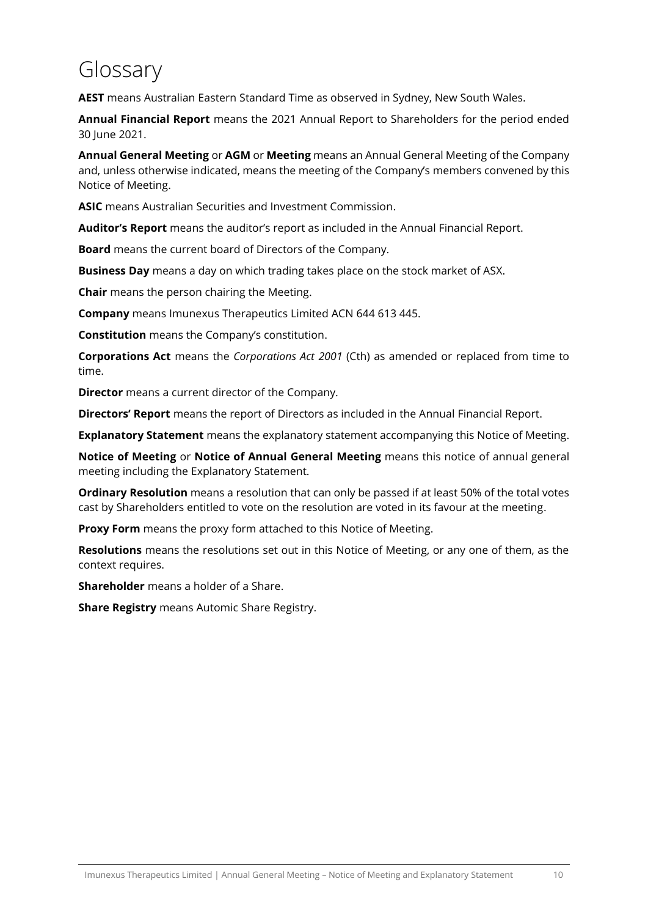# Glossary

**AEST** means Australian Eastern Standard Time as observed in Sydney, New South Wales.

**Annual Financial Report** means the 2021 Annual Report to Shareholders for the period ended 30 June 2021.

**Annual General Meeting** or **AGM** or **Meeting** means an Annual General Meeting of the Company and, unless otherwise indicated, means the meeting of the Company's members convened by this Notice of Meeting.

**ASIC** means Australian Securities and Investment Commission.

**Auditor's Report** means the auditor's report as included in the Annual Financial Report.

**Board** means the current board of Directors of the Company.

**Business Day** means a day on which trading takes place on the stock market of ASX.

**Chair** means the person chairing the Meeting.

**Company** means Imunexus Therapeutics Limited ACN 644 613 445.

**Constitution** means the Company's constitution.

**Corporations Act** means the *Corporations Act 2001* (Cth) as amended or replaced from time to time.

**Director** means a current director of the Company.

**Directors' Report** means the report of Directors as included in the Annual Financial Report.

**Explanatory Statement** means the explanatory statement accompanying this Notice of Meeting.

**Notice of Meeting** or **Notice of Annual General Meeting** means this notice of annual general meeting including the Explanatory Statement.

**Ordinary Resolution** means a resolution that can only be passed if at least 50% of the total votes cast by Shareholders entitled to vote on the resolution are voted in its favour at the meeting.

**Proxy Form** means the proxy form attached to this Notice of Meeting.

**Resolutions** means the resolutions set out in this Notice of Meeting, or any one of them, as the context requires.

**Shareholder** means a holder of a Share.

**Share Registry** means Automic Share Registry.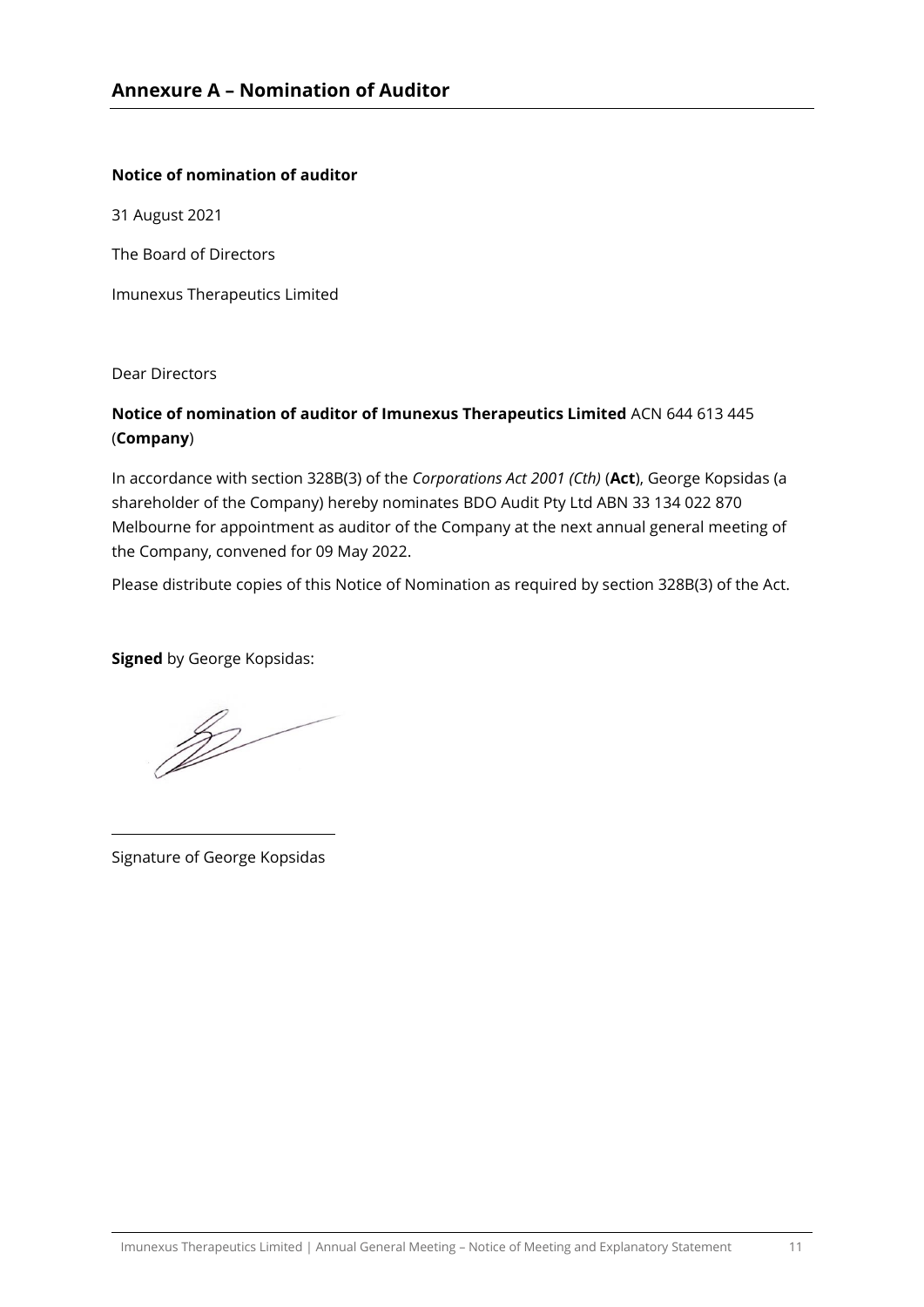## Annexure A – Nomination of Auditor

**Notice of nomination of auditor**

31 August 2021

The Board of Directors

Imunexus Therapeutics Limited

Dear Directors

**Notice of nomination of auditor of Imunexus Therapeutics Limited** ACN 644 613 445 (**Company**)

In accordance with section 328B(3) of the *Corporations Act 2001 (Cth)* (**Act**), George Kopsidas (a shareholder of the Company) hereby nominates BDO Audit Pty Ltd ABN 33 134 022 870 Melbourne for appointment as auditor of the Company at the next annual general meeting of the Company, convened for 09 May 2022.

Please distribute copies of this Notice of Nomination as required by section 328B(3) of the Act.

**Signed** by George Kopsidas:

Signature of George Kopsidas